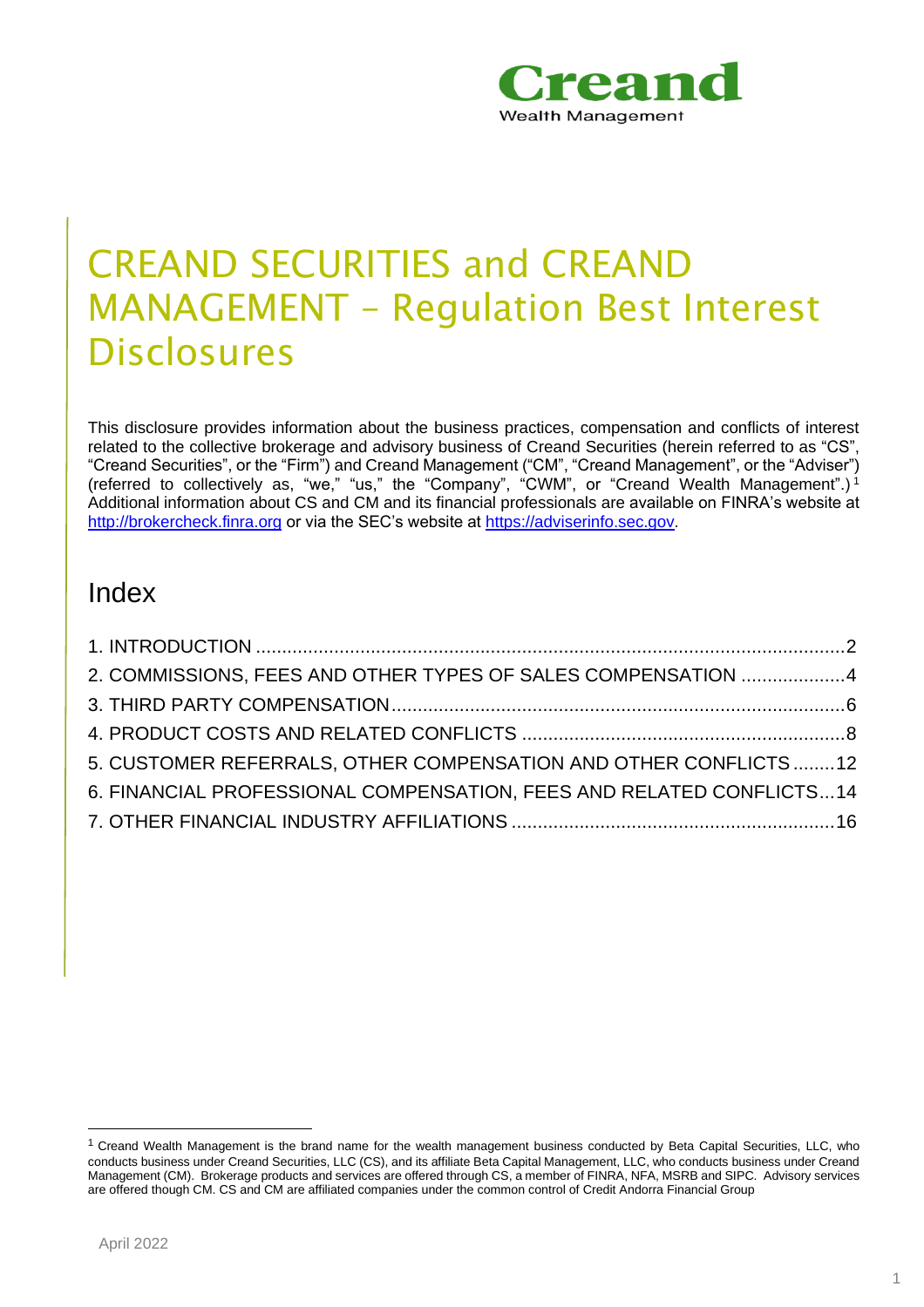Creand
Wealth Management

# CREAND SECURITIES and CREAND MANAGEMENT – Regulation Best Interest Disclosures

This disclosure provides information about the business practices, compensation and conflicts of interest related to the collective brokerage and advisory business of Creand Securities (herein referred to as "CS", "Creand Securities", or the "Firm") and Creand Management ("CM", "Creand Management", or the "Adviser") (referred to collectively as, "we," "us," the "Company", "CWM", or "Creand Wealth Management".)[1] Additional information about CS and CM and its financial professionals are available on FINRA's website at http://brokercheck.finra.org or via the SEC's website at https://adviserinfo.sec.gov.

## Index

1. INTRODUCTION ....... 2
2. COMMISSIONS, FEES AND OTHER TYPES OF SALES COMPENSATION ....... 4
3. THIRD PARTY COMPENSATION ....... 6
4. PRODUCT COSTS AND RELATED CONFLICTS ....... 8
5. CUSTOMER REFERRALS, OTHER COMPENSATION AND OTHER CONFLICTS ....... 12
6. FINANCIAL PROFESSIONAL COMPENSATION, FEES AND RELATED CONFLICTS ....... 14
7. OTHER FINANCIAL INDUSTRY AFFILIATIONS ....... 16

[1] Creand Wealth Management is the brand name for the wealth management business conducted by Beta Capital Securities, LLC, who conducts business under Creand Securities, LLC (CS), and its affiliate Beta Capital Management, LLC, who conducts business under Creand Management (CM). Brokerage products and services are offered through CS, a member of FINRA, NFA, MSRB and SIPC. Advisory services are offered though CM. CS and CM are affiliated companies under the common control of Credit Andorra Financial Group

April 2022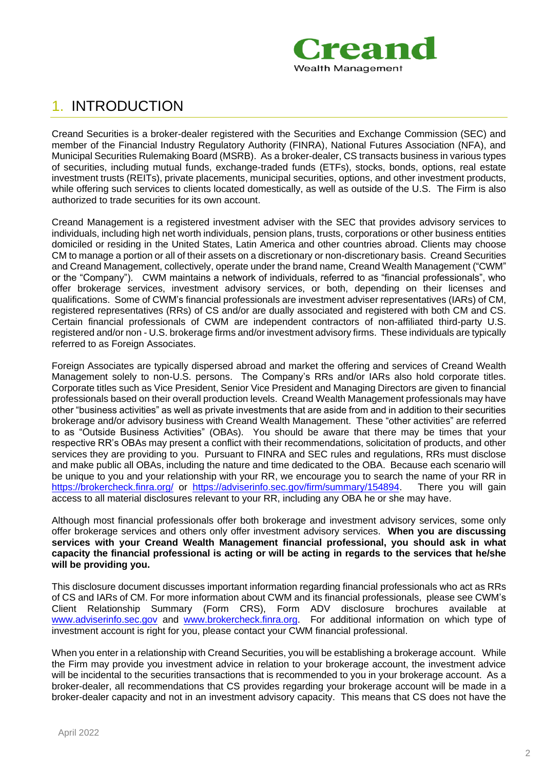# 1. INTRODUCTION

Creand Securities is a broker-dealer registered with the Securities and Exchange Commission (SEC) and member of the Financial Industry Regulatory Authority (FINRA), National Futures Association (NFA), and Municipal Securities Rulemaking Board (MSRB). As a broker-dealer, CS transacts business in various types of securities, including mutual funds, exchange-traded funds (ETFs), stocks, bonds, options, real estate investment trusts (REITs), private placements, municipal securities, options, and other investment products, while offering such services to clients located domestically, as well as outside of the U.S. The Firm is also authorized to trade securities for its own account.

Creand Management is a registered investment adviser with the SEC that provides advisory services to individuals, including high net worth individuals, pension plans, trusts, corporations or other business entities domiciled or residing in the United States, Latin America and other countries abroad. Clients may choose CM to manage a portion or all of their assets on a discretionary or non-discretionary basis. Creand Securities and Creand Management, collectively, operate under the brand name, Creand Wealth Management ("CWM" or the "Company"). CWM maintains a network of individuals, referred to as "financial professionals", who offer brokerage services, investment advisory services, or both, depending on their licenses and qualifications. Some of CWM's financial professionals are investment adviser representatives (IARs) of CM, registered representatives (RRs) of CS and/or are dually associated and registered with both CM and CS. Certain financial professionals of CWM are independent contractors of non-affiliated third-party U.S. registered and/or non - U.S. brokerage firms and/or investment advisory firms. These individuals are typically referred to as Foreign Associates.

Foreign Associates are typically dispersed abroad and market the offering and services of Creand Wealth Management solely to non-U.S. persons. The Company's RRs and/or IARs also hold corporate titles. Corporate titles such as Vice President, Senior Vice President and Managing Directors are given to financial professionals based on their overall production levels. Creand Wealth Management professionals may have other "business activities" as well as private investments that are aside from and in addition to their securities brokerage and/or advisory business with Creand Wealth Management. These "other activities" are referred to as "Outside Business Activities" (OBAs). You should be aware that there may be times that your respective RR's OBAs may present a conflict with their recommendations, solicitation of products, and other services they are providing to you. Pursuant to FINRA and SEC rules and regulations, RRs must disclose and make public all OBAs, including the nature and time dedicated to the OBA. Because each scenario will be unique to you and your relationship with your RR, we encourage you to search the name of your RR in https://brokercheck.finra.org/ or https://adviserinfo.sec.gov/firm/summary/154894. There you will gain access to all material disclosures relevant to your RR, including any OBA he or she may have.

Although most financial professionals offer both brokerage and investment advisory services, some only offer brokerage services and others only offer investment advisory services. **When you are discussing services with your Creand Wealth Management financial professional, you should ask in what capacity the financial professional is acting or will be acting in regards to the services that he/she will be providing you.**

This disclosure document discusses important information regarding financial professionals who act as RRs of CS and IARs of CM. For more information about CWM and its financial professionals, please see CWM's Client Relationship Summary (Form CRS), Form ADV disclosure brochures available at www.adviserinfo.sec.gov and www.brokercheck.finra.org. For additional information on which type of investment account is right for you, please contact your CWM financial professional.

When you enter in a relationship with Creand Securities, you will be establishing a brokerage account. While the Firm may provide you investment advice in relation to your brokerage account, the investment advice will be incidental to the securities transactions that is recommended to you in your brokerage account. As a broker-dealer, all recommendations that CS provides regarding your brokerage account will be made in a broker-dealer capacity and not in an investment advisory capacity. This means that CS does not have the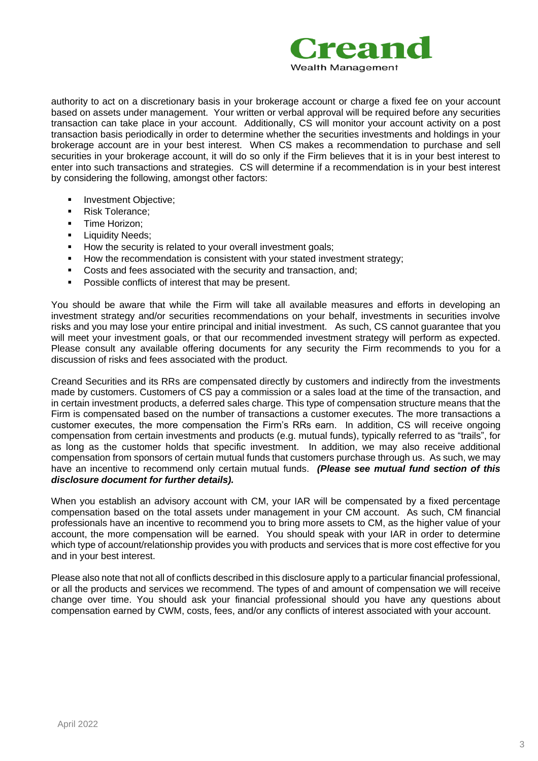authority to act on a discretionary basis in your brokerage account or charge a fixed fee on your account based on assets under management. Your written or verbal approval will be required before any securities transaction can take place in your account. Additionally, CS will monitor your account activity on a post transaction basis periodically in order to determine whether the securities investments and holdings in your brokerage account are in your best interest. When CS makes a recommendation to purchase and sell securities in your brokerage account, it will do so only if the Firm believes that it is in your best interest to enter into such transactions and strategies. CS will determine if a recommendation is in your best interest by considering the following, amongst other factors:

- Investment Objective;
- Risk Tolerance;
- Time Horizon;
- Liquidity Needs;
- How the security is related to your overall investment goals;
- How the recommendation is consistent with your stated investment strategy;
- Costs and fees associated with the security and transaction, and;
- Possible conflicts of interest that may be present.

You should be aware that while the Firm will take all available measures and efforts in developing an investment strategy and/or securities recommendations on your behalf, investments in securities involve risks and you may lose your entire principal and initial investment. As such, CS cannot guarantee that you will meet your investment goals, or that our recommended investment strategy will perform as expected. Please consult any available offering documents for any security the Firm recommends to you for a discussion of risks and fees associated with the product.

Creand Securities and its RRs are compensated directly by customers and indirectly from the investments made by customers. Customers of CS pay a commission or a sales load at the time of the transaction, and in certain investment products, a deferred sales charge. This type of compensation structure means that the Firm is compensated based on the number of transactions a customer executes. The more transactions a customer executes, the more compensation the Firm's RRs earn. In addition, CS will receive ongoing compensation from certain investments and products (e.g. mutual funds), typically referred to as "trails", for as long as the customer holds that specific investment. In addition, we may also receive additional compensation from sponsors of certain mutual funds that customers purchase through us. As such, we may have an incentive to recommend only certain mutual funds. ***(Please see mutual fund section of this disclosure document for further details).***

When you establish an advisory account with CM, your IAR will be compensated by a fixed percentage compensation based on the total assets under management in your CM account. As such, CM financial professionals have an incentive to recommend you to bring more assets to CM, as the higher value of your account, the more compensation will be earned. You should speak with your IAR in order to determine which type of account/relationship provides you with products and services that is more cost effective for you and in your best interest.

Please also note that not all of conflicts described in this disclosure apply to a particular financial professional, or all the products and services we recommend. The types of and amount of compensation we will receive change over time. You should ask your financial professional should you have any questions about compensation earned by CWM, costs, fees, and/or any conflicts of interest associated with your account.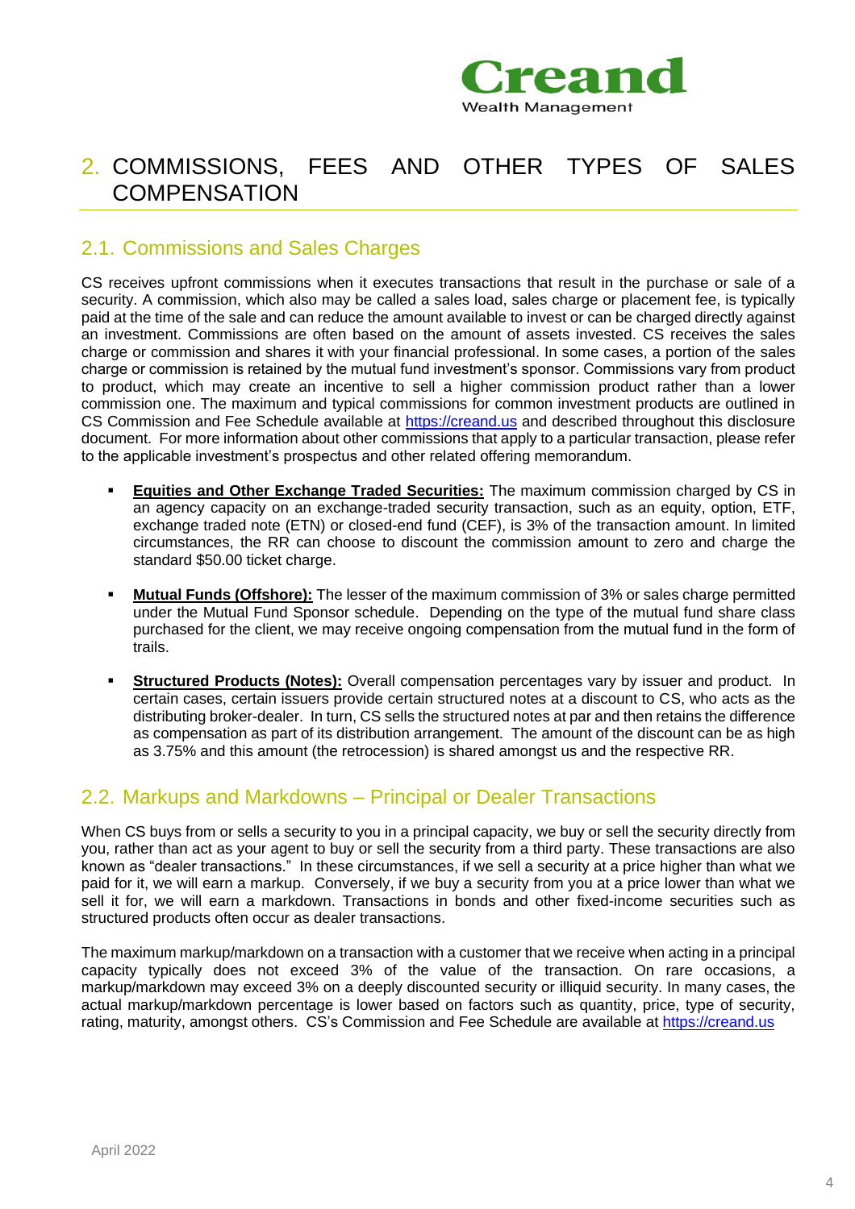# 2. COMMISSIONS, FEES AND OTHER TYPES OF SALES COMPENSATION

## 2.1. Commissions and Sales Charges

CS receives upfront commissions when it executes transactions that result in the purchase or sale of a security. A commission, which also may be called a sales load, sales charge or placement fee, is typically paid at the time of the sale and can reduce the amount available to invest or can be charged directly against an investment. Commissions are often based on the amount of assets invested. CS receives the sales charge or commission and shares it with your financial professional. In some cases, a portion of the sales charge or commission is retained by the mutual fund investment's sponsor. Commissions vary from product to product, which may create an incentive to sell a higher commission product rather than a lower commission one. The maximum and typical commissions for common investment products are outlined in CS Commission and Fee Schedule available at [https://creand.us](https://creand.us) and described throughout this disclosure document. For more information about other commissions that apply to a particular transaction, please refer to the applicable investment's prospectus and other related offering memorandum.

- **Equities and Other Exchange Traded Securities:** The maximum commission charged by CS in an agency capacity on an exchange-traded security transaction, such as an equity, option, ETF, exchange traded note (ETN) or closed-end fund (CEF), is 3% of the transaction amount. In limited circumstances, the RR can choose to discount the commission amount to zero and charge the standard $50.00 ticket charge.

- **Mutual Funds (Offshore):** The lesser of the maximum commission of 3% or sales charge permitted under the Mutual Fund Sponsor schedule. Depending on the type of the mutual fund share class purchased for the client, we may receive ongoing compensation from the mutual fund in the form of trails.

- **Structured Products (Notes):** Overall compensation percentages vary by issuer and product. In certain cases, certain issuers provide certain structured notes at a discount to CS, who acts as the distributing broker-dealer. In turn, CS sells the structured notes at par and then retains the difference as compensation as part of its distribution arrangement. The amount of the discount can be as high as 3.75% and this amount (the retrocession) is shared amongst us and the respective RR.

## 2.2. Markups and Markdowns – Principal or Dealer Transactions

When CS buys from or sells a security to you in a principal capacity, we buy or sell the security directly from you, rather than act as your agent to buy or sell the security from a third party. These transactions are also known as "dealer transactions." In these circumstances, if we sell a security at a price higher than what we paid for it, we will earn a markup. Conversely, if we buy a security from you at a price lower than what we sell it for, we will earn a markdown. Transactions in bonds and other fixed-income securities such as structured products often occur as dealer transactions.

The maximum markup/markdown on a transaction with a customer that we receive when acting in a principal capacity typically does not exceed 3% of the value of the transaction. On rare occasions, a markup/markdown may exceed 3% on a deeply discounted security or illiquid security. In many cases, the actual markup/markdown percentage is lower based on factors such as quantity, price, type of security, rating, maturity, amongst others. CS's Commission and Fee Schedule are available at [https://creand.us](https://creand.us)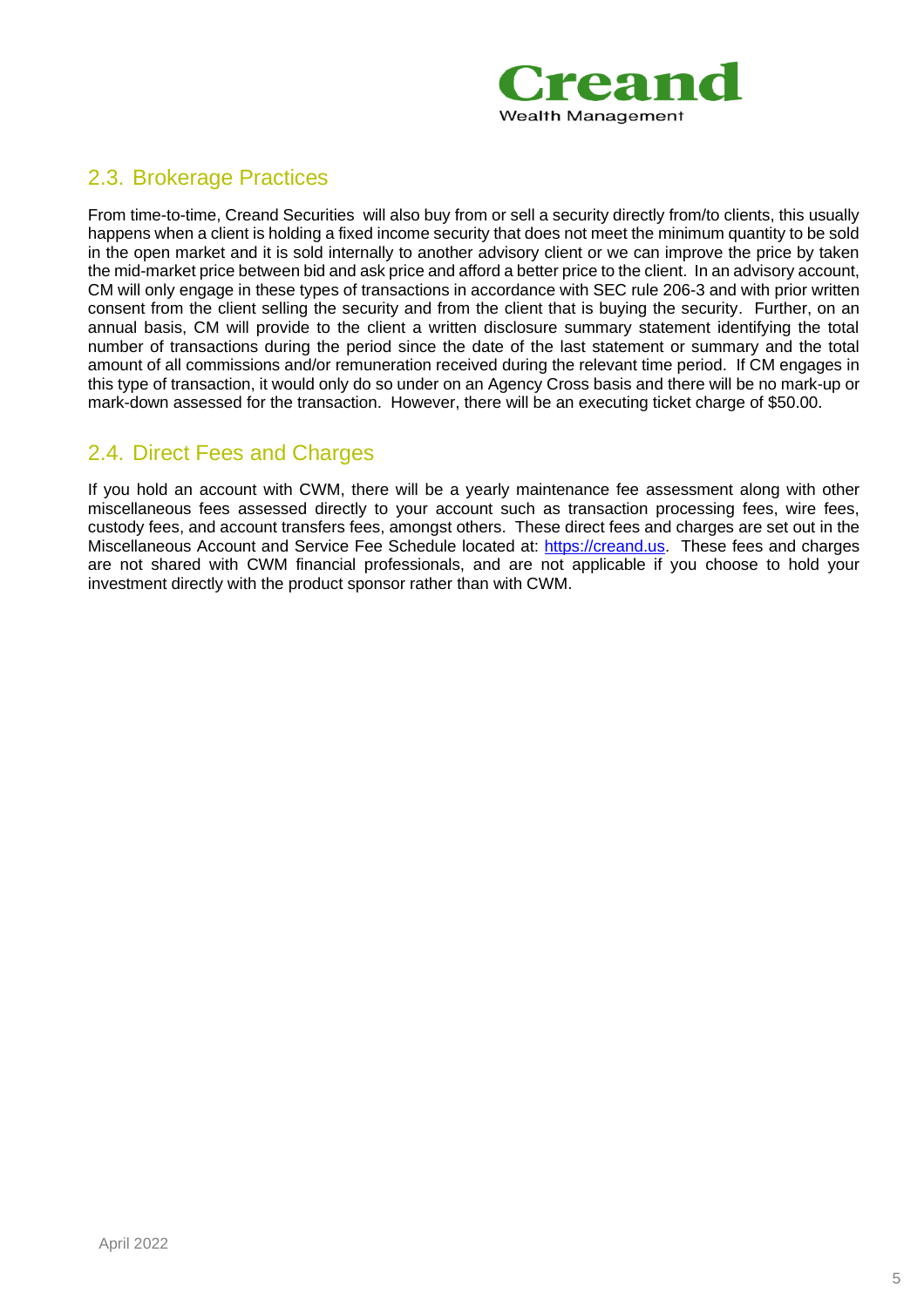## 2.3. Brokerage Practices

From time-to-time, Creand Securities will also buy from or sell a security directly from/to clients, this usually happens when a client is holding a fixed income security that does not meet the minimum quantity to be sold in the open market and it is sold internally to another advisory client or we can improve the price by taken the mid-market price between bid and ask price and afford a better price to the client. In an advisory account, CM will only engage in these types of transactions in accordance with SEC rule 206-3 and with prior written consent from the client selling the security and from the client that is buying the security. Further, on an annual basis, CM will provide to the client a written disclosure summary statement identifying the total number of transactions during the period since the date of the last statement or summary and the total amount of all commissions and/or remuneration received during the relevant time period. If CM engages in this type of transaction, it would only do so under on an Agency Cross basis and there will be no mark-up or mark-down assessed for the transaction. However, there will be an executing ticket charge of $50.00.

## 2.4. Direct Fees and Charges

If you hold an account with CWM, there will be a yearly maintenance fee assessment along with other miscellaneous fees assessed directly to your account such as transaction processing fees, wire fees, custody fees, and account transfers fees, amongst others. These direct fees and charges are set out in the Miscellaneous Account and Service Fee Schedule located at: [https://creand.us](https://creand.us). These fees and charges are not shared with CWM financial professionals, and are not applicable if you choose to hold your investment directly with the product sponsor rather than with CWM.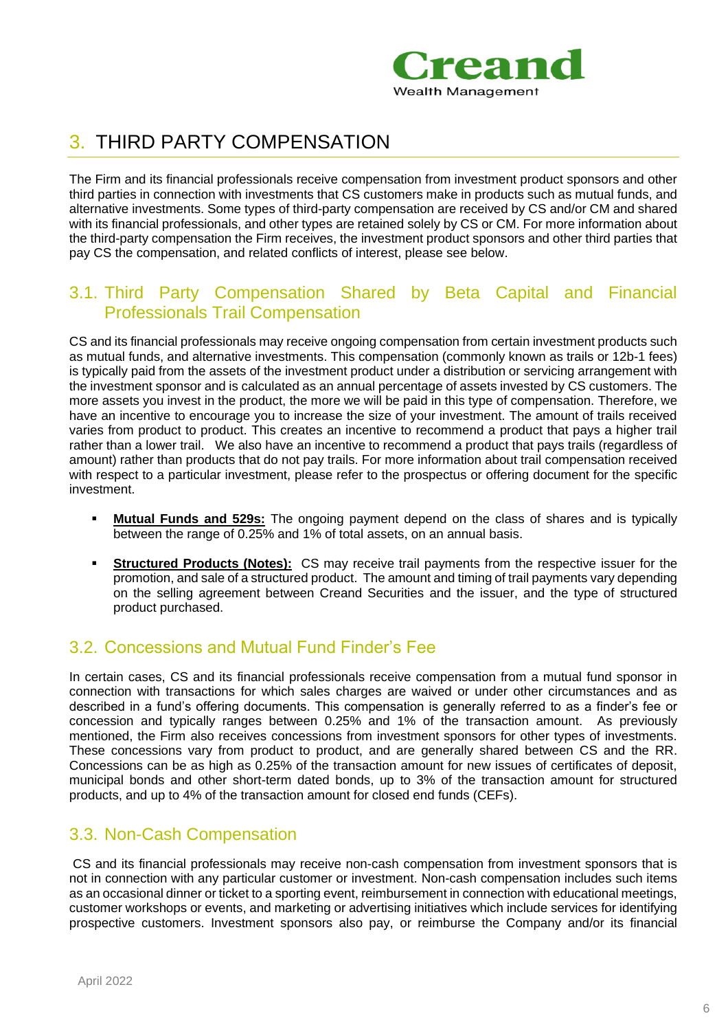## 3. THIRD PARTY COMPENSATION

The Firm and its financial professionals receive compensation from investment product sponsors and other third parties in connection with investments that CS customers make in products such as mutual funds, and alternative investments. Some types of third-party compensation are received by CS and/or CM and shared with its financial professionals, and other types are retained solely by CS or CM. For more information about the third-party compensation the Firm receives, the investment product sponsors and other third parties that pay CS the compensation, and related conflicts of interest, please see below.

### 3.1. Third Party Compensation Shared by Beta Capital and Financial Professionals Trail Compensation

CS and its financial professionals may receive ongoing compensation from certain investment products such as mutual funds, and alternative investments. This compensation (commonly known as trails or 12b-1 fees) is typically paid from the assets of the investment product under a distribution or servicing arrangement with the investment sponsor and is calculated as an annual percentage of assets invested by CS customers. The more assets you invest in the product, the more we will be paid in this type of compensation. Therefore, we have an incentive to encourage you to increase the size of your investment. The amount of trails received varies from product to product. This creates an incentive to recommend a product that pays a higher trail rather than a lower trail. We also have an incentive to recommend a product that pays trails (regardless of amount) rather than products that do not pay trails. For more information about trail compensation received with respect to a particular investment, please refer to the prospectus or offering document for the specific investment.

- **Mutual Funds and 529s:** The ongoing payment depend on the class of shares and is typically between the range of 0.25% and 1% of total assets, on an annual basis.
- **Structured Products (Notes):** CS may receive trail payments from the respective issuer for the promotion, and sale of a structured product. The amount and timing of trail payments vary depending on the selling agreement between Creand Securities and the issuer, and the type of structured product purchased.

### 3.2. Concessions and Mutual Fund Finder's Fee

In certain cases, CS and its financial professionals receive compensation from a mutual fund sponsor in connection with transactions for which sales charges are waived or under other circumstances and as described in a fund's offering documents. This compensation is generally referred to as a finder's fee or concession and typically ranges between 0.25% and 1% of the transaction amount. As previously mentioned, the Firm also receives concessions from investment sponsors for other types of investments. These concessions vary from product to product, and are generally shared between CS and the RR. Concessions can be as high as 0.25% of the transaction amount for new issues of certificates of deposit, municipal bonds and other short-term dated bonds, up to 3% of the transaction amount for structured products, and up to 4% of the transaction amount for closed end funds (CEFs).

### 3.3. Non-Cash Compensation

CS and its financial professionals may receive non-cash compensation from investment sponsors that is not in connection with any particular customer or investment. Non-cash compensation includes such items as an occasional dinner or ticket to a sporting event, reimbursement in connection with educational meetings, customer workshops or events, and marketing or advertising initiatives which include services for identifying prospective customers. Investment sponsors also pay, or reimburse the Company and/or its financial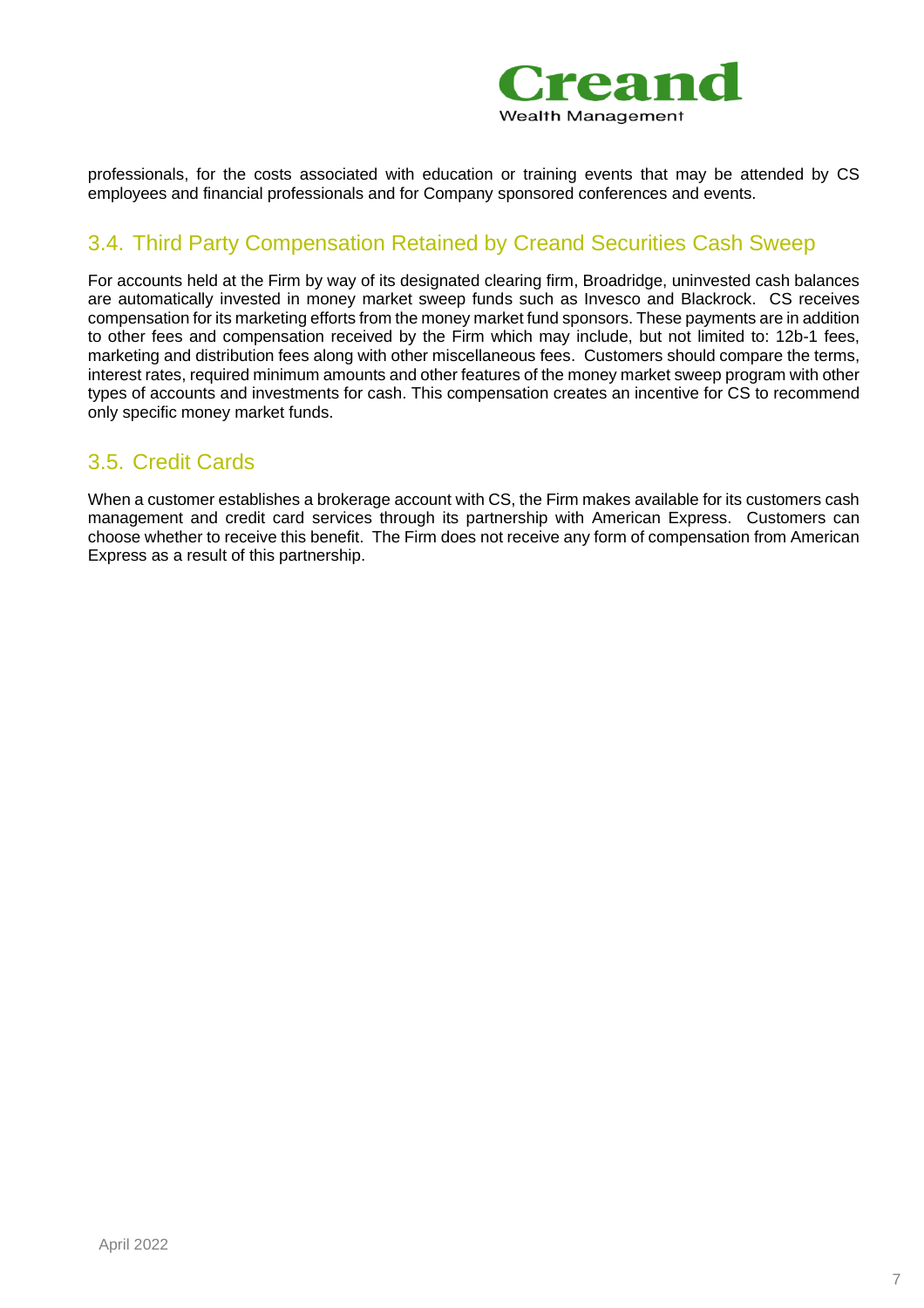professionals, for the costs associated with education or training events that may be attended by CS employees and financial professionals and for Company sponsored conferences and events.

## 3.4. Third Party Compensation Retained by Creand Securities Cash Sweep

For accounts held at the Firm by way of its designated clearing firm, Broadridge, uninvested cash balances are automatically invested in money market sweep funds such as Invesco and Blackrock. CS receives compensation for its marketing efforts from the money market fund sponsors. These payments are in addition to other fees and compensation received by the Firm which may include, but not limited to: 12b-1 fees, marketing and distribution fees along with other miscellaneous fees. Customers should compare the terms, interest rates, required minimum amounts and other features of the money market sweep program with other types of accounts and investments for cash. This compensation creates an incentive for CS to recommend only specific money market funds.

## 3.5. Credit Cards

When a customer establishes a brokerage account with CS, the Firm makes available for its customers cash management and credit card services through its partnership with American Express. Customers can choose whether to receive this benefit. The Firm does not receive any form of compensation from American Express as a result of this partnership.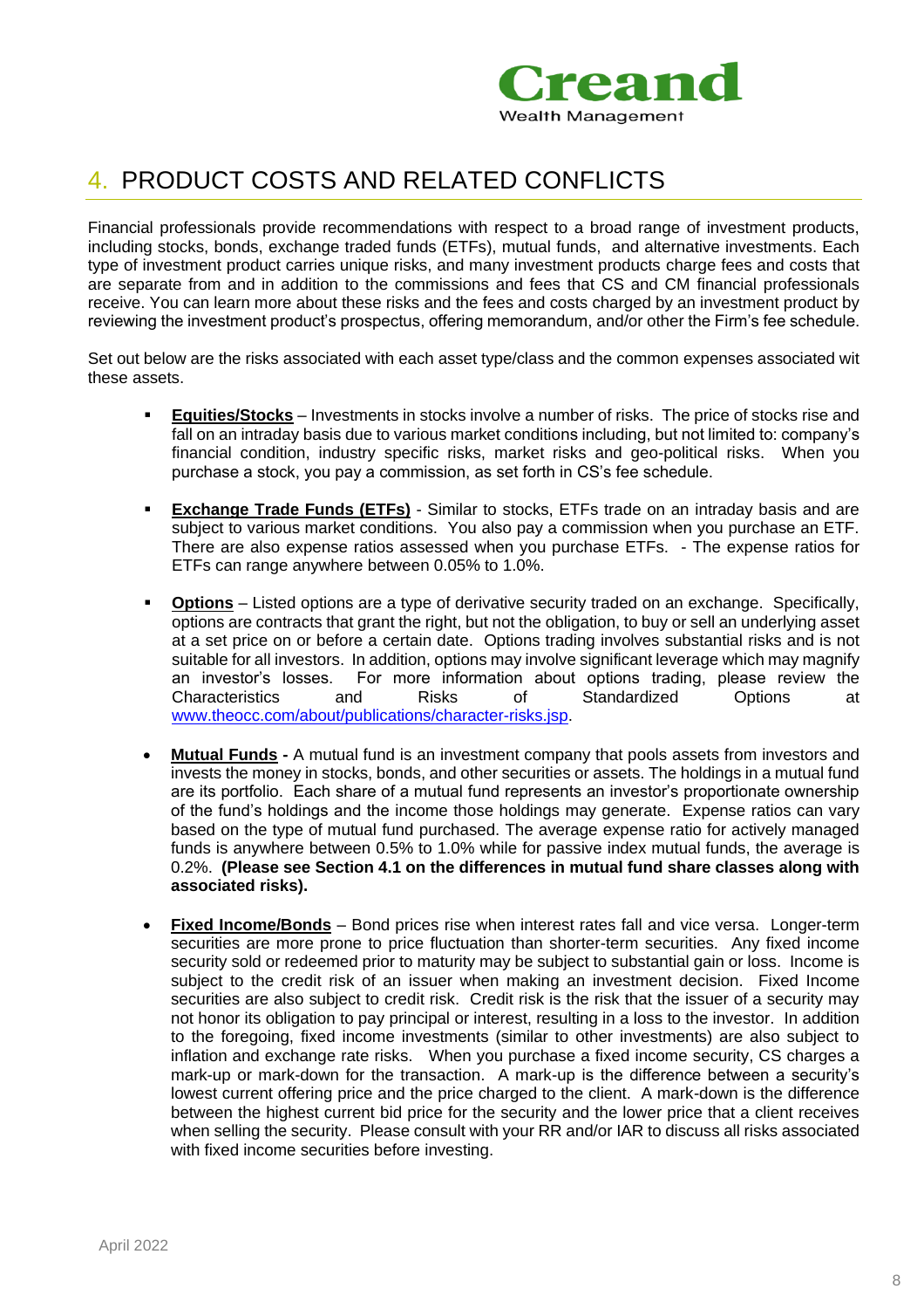## 4. PRODUCT COSTS AND RELATED CONFLICTS

Financial professionals provide recommendations with respect to a broad range of investment products, including stocks, bonds, exchange traded funds (ETFs), mutual funds, and alternative investments. Each type of investment product carries unique risks, and many investment products charge fees and costs that are separate from and in addition to the commissions and fees that CS and CM financial professionals receive. You can learn more about these risks and the fees and costs charged by an investment product by reviewing the investment product's prospectus, offering memorandum, and/or other the Firm's fee schedule.

Set out below are the risks associated with each asset type/class and the common expenses associated wit these assets.

- **Equities/Stocks** – Investments in stocks involve a number of risks. The price of stocks rise and fall on an intraday basis due to various market conditions including, but not limited to: company's financial condition, industry specific risks, market risks and geo-political risks. When you purchase a stock, you pay a commission, as set forth in CS's fee schedule.

- **Exchange Trade Funds (ETFs)** - Similar to stocks, ETFs trade on an intraday basis and are subject to various market conditions. You also pay a commission when you purchase an ETF. There are also expense ratios assessed when you purchase ETFs. - The expense ratios for ETFs can range anywhere between 0.05% to 1.0%.

- **Options** – Listed options are a type of derivative security traded on an exchange. Specifically, options are contracts that grant the right, but not the obligation, to buy or sell an underlying asset at a set price on or before a certain date. Options trading involves substantial risks and is not suitable for all investors. In addition, options may involve significant leverage which may magnify an investor's losses. For more information about options trading, please review the Characteristics and Risks of Standardized Options at www.theocc.com/about/publications/character-risks.jsp.

- **Mutual Funds** - A mutual fund is an investment company that pools assets from investors and invests the money in stocks, bonds, and other securities or assets. The holdings in a mutual fund are its portfolio. Each share of a mutual fund represents an investor's proportionate ownership of the fund's holdings and the income those holdings may generate. Expense ratios can vary based on the type of mutual fund purchased. The average expense ratio for actively managed funds is anywhere between 0.5% to 1.0% while for passive index mutual funds, the average is 0.2%. **(Please see Section 4.1 on the differences in mutual fund share classes along with associated risks).**

- **Fixed Income/Bonds** – Bond prices rise when interest rates fall and vice versa. Longer-term securities are more prone to price fluctuation than shorter-term securities. Any fixed income security sold or redeemed prior to maturity may be subject to substantial gain or loss. Income is subject to the credit risk of an issuer when making an investment decision. Fixed Income securities are also subject to credit risk. Credit risk is the risk that the issuer of a security may not honor its obligation to pay principal or interest, resulting in a loss to the investor. In addition to the foregoing, fixed income investments (similar to other investments) are also subject to inflation and exchange rate risks. When you purchase a fixed income security, CS charges a mark-up or mark-down for the transaction. A mark-up is the difference between a security's lowest current offering price and the price charged to the client. A mark-down is the difference between the highest current bid price for the security and the lower price that a client receives when selling the security. Please consult with your RR and/or IAR to discuss all risks associated with fixed income securities before investing.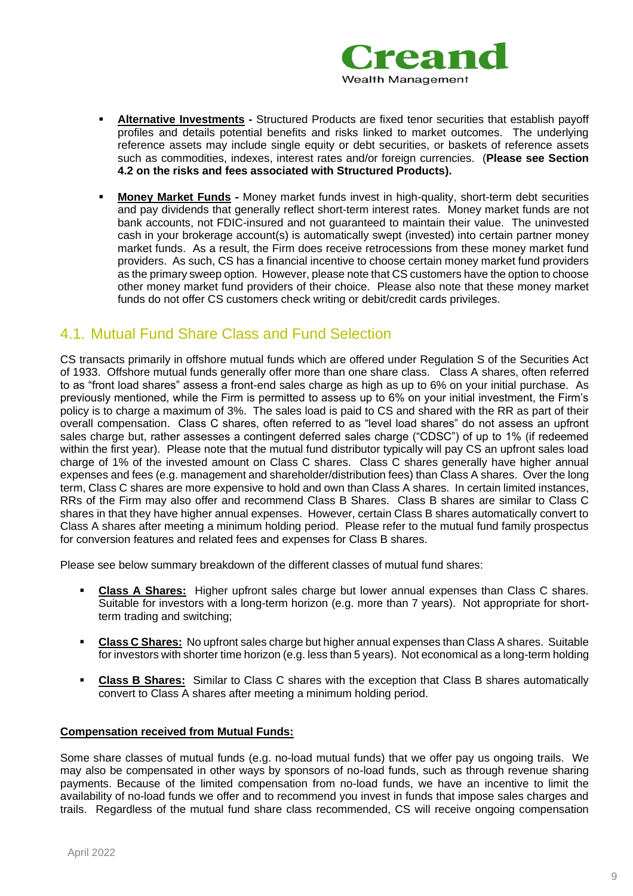- **Alternative Investments -** Structured Products are fixed tenor securities that establish payoff profiles and details potential benefits and risks linked to market outcomes. The underlying reference assets may include single equity or debt securities, or baskets of reference assets such as commodities, indexes, interest rates and/or foreign currencies. (**Please see Section 4.2 on the risks and fees associated with Structured Products).**

- **Money Market Funds -** Money market funds invest in high-quality, short-term debt securities and pay dividends that generally reflect short-term interest rates. Money market funds are not bank accounts, not FDIC-insured and not guaranteed to maintain their value. The uninvested cash in your brokerage account(s) is automatically swept (invested) into certain partner money market funds. As a result, the Firm does receive retrocessions from these money market fund providers. As such, CS has a financial incentive to choose certain money market fund providers as the primary sweep option. However, please note that CS customers have the option to choose other money market fund providers of their choice. Please also note that these money market funds do not offer CS customers check writing or debit/credit cards privileges.

## 4.1. Mutual Fund Share Class and Fund Selection

CS transacts primarily in offshore mutual funds which are offered under Regulation S of the Securities Act of 1933. Offshore mutual funds generally offer more than one share class. Class A shares, often referred to as "front load shares" assess a front-end sales charge as high as up to 6% on your initial purchase. As previously mentioned, while the Firm is permitted to assess up to 6% on your initial investment, the Firm's policy is to charge a maximum of 3%. The sales load is paid to CS and shared with the RR as part of their overall compensation. Class C shares, often referred to as "level load shares" do not assess an upfront sales charge but, rather assesses a contingent deferred sales charge ("CDSC") of up to 1% (if redeemed within the first year). Please note that the mutual fund distributor typically will pay CS an upfront sales load charge of 1% of the invested amount on Class C shares. Class C shares generally have higher annual expenses and fees (e.g. management and shareholder/distribution fees) than Class A shares. Over the long term, Class C shares are more expensive to hold and own than Class A shares. In certain limited instances, RRs of the Firm may also offer and recommend Class B Shares. Class B shares are similar to Class C shares in that they have higher annual expenses. However, certain Class B shares automatically convert to Class A shares after meeting a minimum holding period. Please refer to the mutual fund family prospectus for conversion features and related fees and expenses for Class B shares.

Please see below summary breakdown of the different classes of mutual fund shares:

- **Class A Shares:** Higher upfront sales charge but lower annual expenses than Class C shares. Suitable for investors with a long-term horizon (e.g. more than 7 years). Not appropriate for short-term trading and switching;

- **Class C Shares:** No upfront sales charge but higher annual expenses than Class A shares. Suitable for investors with shorter time horizon (e.g. less than 5 years). Not economical as a long-term holding

- **Class B Shares:** Similar to Class C shares with the exception that Class B shares automatically convert to Class A shares after meeting a minimum holding period.

**Compensation received from Mutual Funds:**

Some share classes of mutual funds (e.g. no-load mutual funds) that we offer pay us ongoing trails. We may also be compensated in other ways by sponsors of no-load funds, such as through revenue sharing payments. Because of the limited compensation from no-load funds, we have an incentive to limit the availability of no-load funds we offer and to recommend you invest in funds that impose sales charges and trails. Regardless of the mutual fund share class recommended, CS will receive ongoing compensation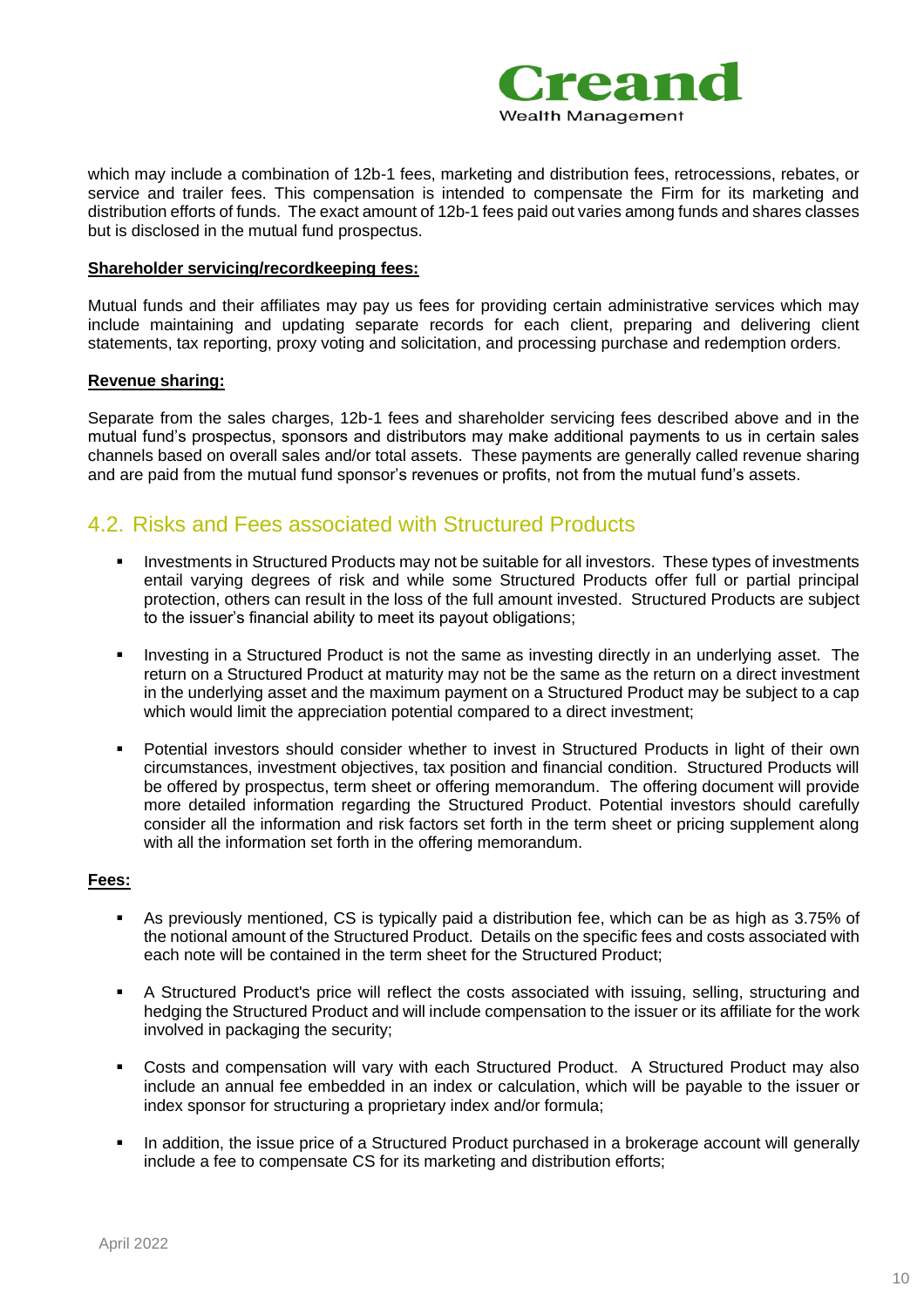which may include a combination of 12b-1 fees, marketing and distribution fees, retrocessions, rebates, or service and trailer fees. This compensation is intended to compensate the Firm for its marketing and distribution efforts of funds. The exact amount of 12b-1 fees paid out varies among funds and shares classes but is disclosed in the mutual fund prospectus.

**Shareholder servicing/recordkeeping fees:**

Mutual funds and their affiliates may pay us fees for providing certain administrative services which may include maintaining and updating separate records for each client, preparing and delivering client statements, tax reporting, proxy voting and solicitation, and processing purchase and redemption orders.

**Revenue sharing:**

Separate from the sales charges, 12b-1 fees and shareholder servicing fees described above and in the mutual fund's prospectus, sponsors and distributors may make additional payments to us in certain sales channels based on overall sales and/or total assets. These payments are generally called revenue sharing and are paid from the mutual fund sponsor's revenues or profits, not from the mutual fund's assets.

## 4.2. Risks and Fees associated with Structured Products

- Investments in Structured Products may not be suitable for all investors. These types of investments entail varying degrees of risk and while some Structured Products offer full or partial principal protection, others can result in the loss of the full amount invested. Structured Products are subject to the issuer's financial ability to meet its payout obligations;
- Investing in a Structured Product is not the same as investing directly in an underlying asset. The return on a Structured Product at maturity may not be the same as the return on a direct investment in the underlying asset and the maximum payment on a Structured Product may be subject to a cap which would limit the appreciation potential compared to a direct investment;
- Potential investors should consider whether to invest in Structured Products in light of their own circumstances, investment objectives, tax position and financial condition. Structured Products will be offered by prospectus, term sheet or offering memorandum. The offering document will provide more detailed information regarding the Structured Product. Potential investors should carefully consider all the information and risk factors set forth in the term sheet or pricing supplement along with all the information set forth in the offering memorandum.

**Fees:**

- As previously mentioned, CS is typically paid a distribution fee, which can be as high as 3.75% of the notional amount of the Structured Product. Details on the specific fees and costs associated with each note will be contained in the term sheet for the Structured Product;
- A Structured Product's price will reflect the costs associated with issuing, selling, structuring and hedging the Structured Product and will include compensation to the issuer or its affiliate for the work involved in packaging the security;
- Costs and compensation will vary with each Structured Product. A Structured Product may also include an annual fee embedded in an index or calculation, which will be payable to the issuer or index sponsor for structuring a proprietary index and/or formula;
- In addition, the issue price of a Structured Product purchased in a brokerage account will generally include a fee to compensate CS for its marketing and distribution efforts;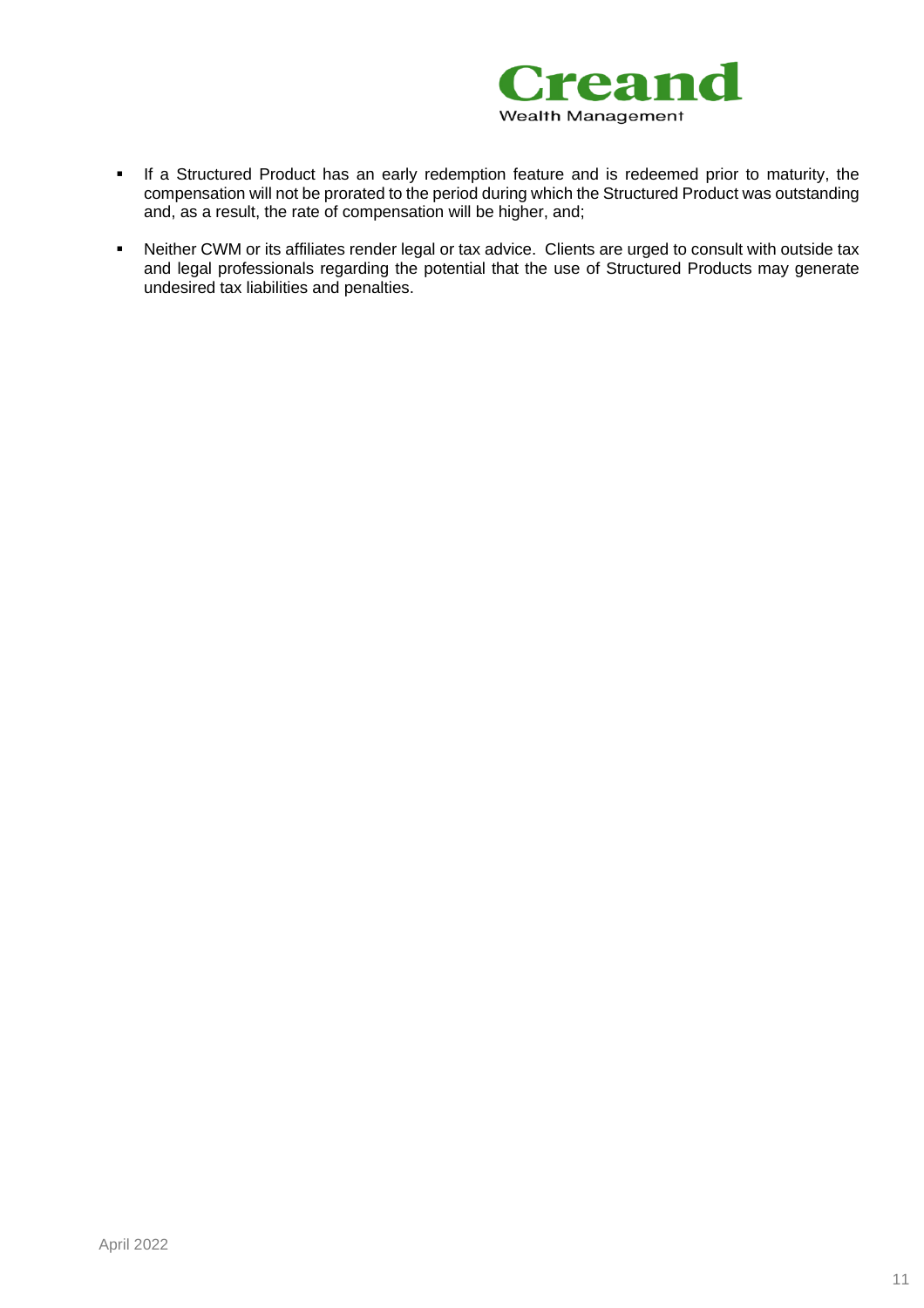- If a Structured Product has an early redemption feature and is redeemed prior to maturity, the compensation will not be prorated to the period during which the Structured Product was outstanding and, as a result, the rate of compensation will be higher, and;

- Neither CWM or its affiliates render legal or tax advice. Clients are urged to consult with outside tax and legal professionals regarding the potential that the use of Structured Products may generate undesired tax liabilities and penalties.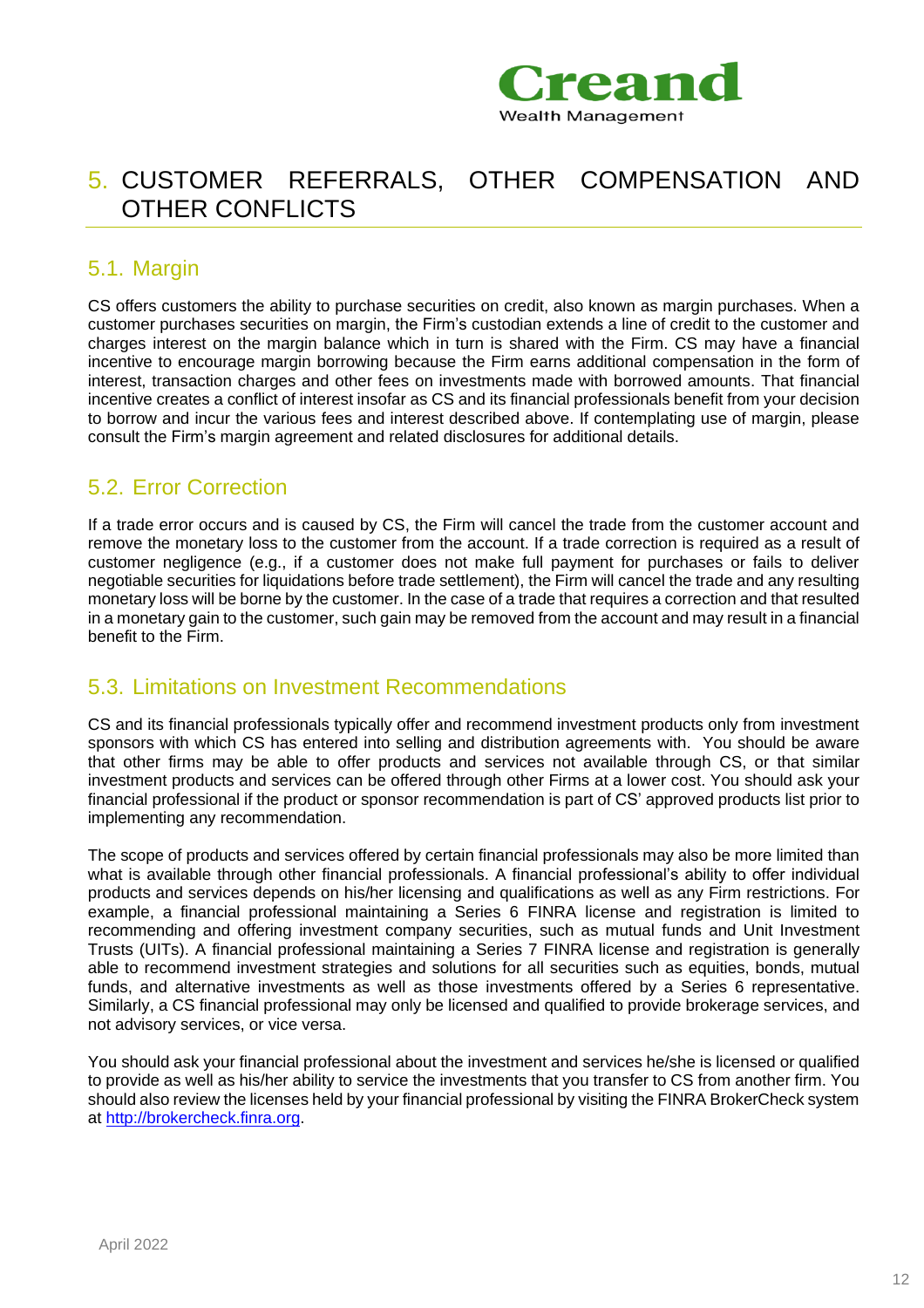# 5. CUSTOMER REFERRALS, OTHER COMPENSATION AND OTHER CONFLICTS

## 5.1. Margin

CS offers customers the ability to purchase securities on credit, also known as margin purchases. When a customer purchases securities on margin, the Firm's custodian extends a line of credit to the customer and charges interest on the margin balance which in turn is shared with the Firm. CS may have a financial incentive to encourage margin borrowing because the Firm earns additional compensation in the form of interest, transaction charges and other fees on investments made with borrowed amounts. That financial incentive creates a conflict of interest insofar as CS and its financial professionals benefit from your decision to borrow and incur the various fees and interest described above. If contemplating use of margin, please consult the Firm's margin agreement and related disclosures for additional details.

## 5.2. Error Correction

If a trade error occurs and is caused by CS, the Firm will cancel the trade from the customer account and remove the monetary loss to the customer from the account. If a trade correction is required as a result of customer negligence (e.g., if a customer does not make full payment for purchases or fails to deliver negotiable securities for liquidations before trade settlement), the Firm will cancel the trade and any resulting monetary loss will be borne by the customer. In the case of a trade that requires a correction and that resulted in a monetary gain to the customer, such gain may be removed from the account and may result in a financial benefit to the Firm.

## 5.3. Limitations on Investment Recommendations

CS and its financial professionals typically offer and recommend investment products only from investment sponsors with which CS has entered into selling and distribution agreements with. You should be aware that other firms may be able to offer products and services not available through CS, or that similar investment products and services can be offered through other Firms at a lower cost. You should ask your financial professional if the product or sponsor recommendation is part of CS' approved products list prior to implementing any recommendation.

The scope of products and services offered by certain financial professionals may also be more limited than what is available through other financial professionals. A financial professional's ability to offer individual products and services depends on his/her licensing and qualifications as well as any Firm restrictions. For example, a financial professional maintaining a Series 6 FINRA license and registration is limited to recommending and offering investment company securities, such as mutual funds and Unit Investment Trusts (UITs). A financial professional maintaining a Series 7 FINRA license and registration is generally able to recommend investment strategies and solutions for all securities such as equities, bonds, mutual funds, and alternative investments as well as those investments offered by a Series 6 representative. Similarly, a CS financial professional may only be licensed and qualified to provide brokerage services, and not advisory services, or vice versa.

You should ask your financial professional about the investment and services he/she is licensed or qualified to provide as well as his/her ability to service the investments that you transfer to CS from another firm. You should also review the licenses held by your financial professional by visiting the FINRA BrokerCheck system at [http://brokercheck.finra.org](http://brokercheck.finra.org).

April 2022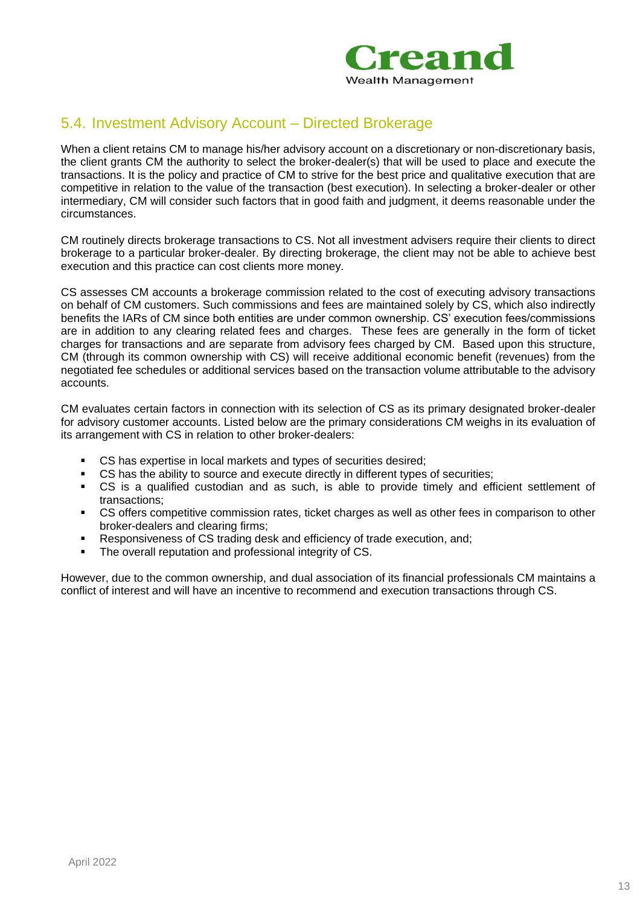## 5.4. Investment Advisory Account – Directed Brokerage

When a client retains CM to manage his/her advisory account on a discretionary or non-discretionary basis, the client grants CM the authority to select the broker-dealer(s) that will be used to place and execute the transactions. It is the policy and practice of CM to strive for the best price and qualitative execution that are competitive in relation to the value of the transaction (best execution). In selecting a broker-dealer or other intermediary, CM will consider such factors that in good faith and judgment, it deems reasonable under the circumstances.

CM routinely directs brokerage transactions to CS. Not all investment advisers require their clients to direct brokerage to a particular broker-dealer. By directing brokerage, the client may not be able to achieve best execution and this practice can cost clients more money.

CS assesses CM accounts a brokerage commission related to the cost of executing advisory transactions on behalf of CM customers. Such commissions and fees are maintained solely by CS, which also indirectly benefits the IARs of CM since both entities are under common ownership. CS' execution fees/commissions are in addition to any clearing related fees and charges. These fees are generally in the form of ticket charges for transactions and are separate from advisory fees charged by CM. Based upon this structure, CM (through its common ownership with CS) will receive additional economic benefit (revenues) from the negotiated fee schedules or additional services based on the transaction volume attributable to the advisory accounts.

CM evaluates certain factors in connection with its selection of CS as its primary designated broker-dealer for advisory customer accounts. Listed below are the primary considerations CM weighs in its evaluation of its arrangement with CS in relation to other broker-dealers:

- CS has expertise in local markets and types of securities desired;
- CS has the ability to source and execute directly in different types of securities;
- CS is a qualified custodian and as such, is able to provide timely and efficient settlement of transactions;
- CS offers competitive commission rates, ticket charges as well as other fees in comparison to other broker-dealers and clearing firms;
- Responsiveness of CS trading desk and efficiency of trade execution, and;
- The overall reputation and professional integrity of CS.

However, due to the common ownership, and dual association of its financial professionals CM maintains a conflict of interest and will have an incentive to recommend and execution transactions through CS.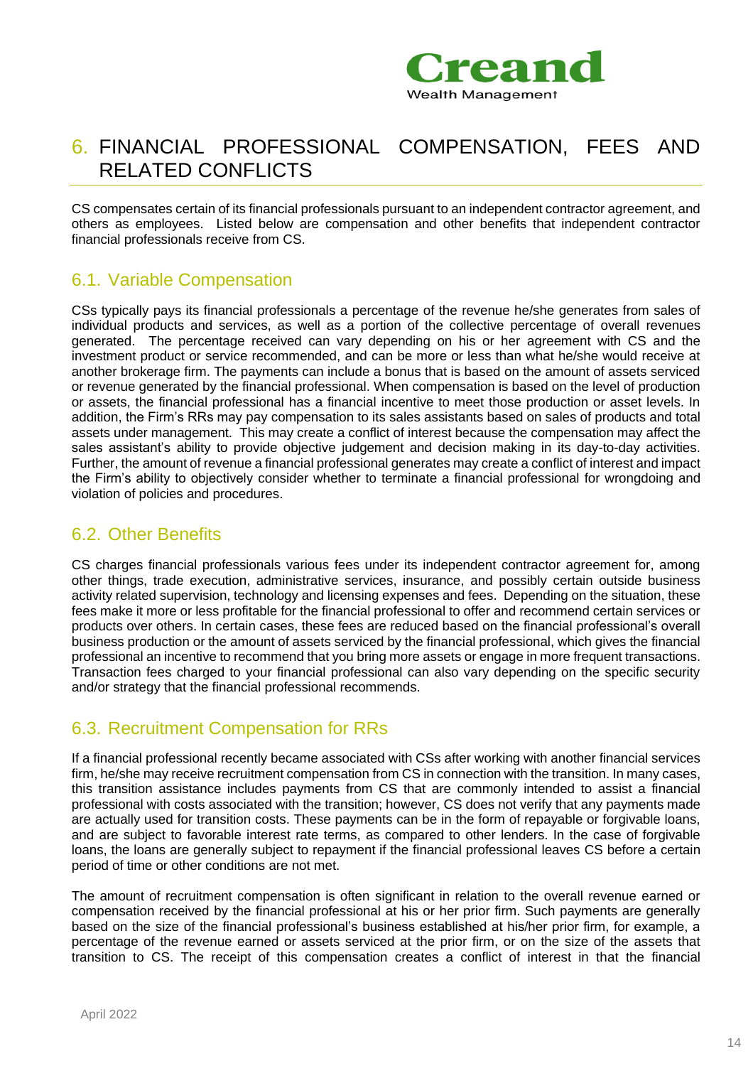# 6. FINANCIAL PROFESSIONAL COMPENSATION, FEES AND RELATED CONFLICTS

CS compensates certain of its financial professionals pursuant to an independent contractor agreement, and others as employees. Listed below are compensation and other benefits that independent contractor financial professionals receive from CS.

## 6.1. Variable Compensation

CSs typically pays its financial professionals a percentage of the revenue he/she generates from sales of individual products and services, as well as a portion of the collective percentage of overall revenues generated. The percentage received can vary depending on his or her agreement with CS and the investment product or service recommended, and can be more or less than what he/she would receive at another brokerage firm. The payments can include a bonus that is based on the amount of assets serviced or revenue generated by the financial professional. When compensation is based on the level of production or assets, the financial professional has a financial incentive to meet those production or asset levels. In addition, the Firm's RRs may pay compensation to its sales assistants based on sales of products and total assets under management. This may create a conflict of interest because the compensation may affect the sales assistant's ability to provide objective judgement and decision making in its day-to-day activities. Further, the amount of revenue a financial professional generates may create a conflict of interest and impact the Firm's ability to objectively consider whether to terminate a financial professional for wrongdoing and violation of policies and procedures.

## 6.2. Other Benefits

CS charges financial professionals various fees under its independent contractor agreement for, among other things, trade execution, administrative services, insurance, and possibly certain outside business activity related supervision, technology and licensing expenses and fees. Depending on the situation, these fees make it more or less profitable for the financial professional to offer and recommend certain services or products over others. In certain cases, these fees are reduced based on the financial professional's overall business production or the amount of assets serviced by the financial professional, which gives the financial professional an incentive to recommend that you bring more assets or engage in more frequent transactions. Transaction fees charged to your financial professional can also vary depending on the specific security and/or strategy that the financial professional recommends.

## 6.3. Recruitment Compensation for RRs

If a financial professional recently became associated with CSs after working with another financial services firm, he/she may receive recruitment compensation from CS in connection with the transition. In many cases, this transition assistance includes payments from CS that are commonly intended to assist a financial professional with costs associated with the transition; however, CS does not verify that any payments made are actually used for transition costs. These payments can be in the form of repayable or forgivable loans, and are subject to favorable interest rate terms, as compared to other lenders. In the case of forgivable loans, the loans are generally subject to repayment if the financial professional leaves CS before a certain period of time or other conditions are not met.

The amount of recruitment compensation is often significant in relation to the overall revenue earned or compensation received by the financial professional at his or her prior firm. Such payments are generally based on the size of the financial professional's business established at his/her prior firm, for example, a percentage of the revenue earned or assets serviced at the prior firm, or on the size of the assets that transition to CS. The receipt of this compensation creates a conflict of interest in that the financial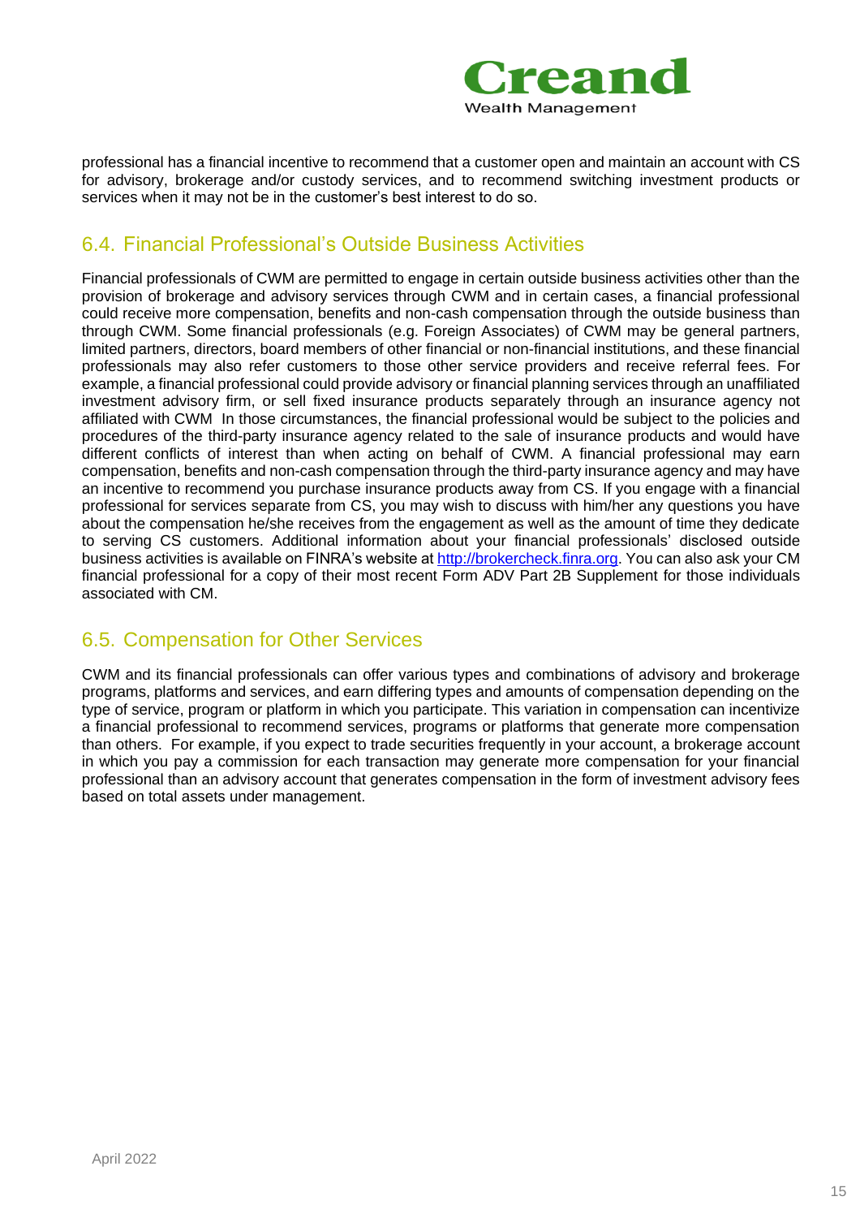professional has a financial incentive to recommend that a customer open and maintain an account with CS for advisory, brokerage and/or custody services, and to recommend switching investment products or services when it may not be in the customer's best interest to do so.

## 6.4. Financial Professional's Outside Business Activities

Financial professionals of CWM are permitted to engage in certain outside business activities other than the provision of brokerage and advisory services through CWM and in certain cases, a financial professional could receive more compensation, benefits and non-cash compensation through the outside business than through CWM. Some financial professionals (e.g. Foreign Associates) of CWM may be general partners, limited partners, directors, board members of other financial or non-financial institutions, and these financial professionals may also refer customers to those other service providers and receive referral fees. For example, a financial professional could provide advisory or financial planning services through an unaffiliated investment advisory firm, or sell fixed insurance products separately through an insurance agency not affiliated with CWM In those circumstances, the financial professional would be subject to the policies and procedures of the third-party insurance agency related to the sale of insurance products and would have different conflicts of interest than when acting on behalf of CWM. A financial professional may earn compensation, benefits and non-cash compensation through the third-party insurance agency and may have an incentive to recommend you purchase insurance products away from CS. If you engage with a financial professional for services separate from CS, you may wish to discuss with him/her any questions you have about the compensation he/she receives from the engagement as well as the amount of time they dedicate to serving CS customers. Additional information about your financial professionals' disclosed outside business activities is available on FINRA's website at [http://brokercheck.finra.org](http://brokercheck.finra.org). You can also ask your CM financial professional for a copy of their most recent Form ADV Part 2B Supplement for those individuals associated with CM.

## 6.5. Compensation for Other Services

CWM and its financial professionals can offer various types and combinations of advisory and brokerage programs, platforms and services, and earn differing types and amounts of compensation depending on the type of service, program or platform in which you participate. This variation in compensation can incentivize a financial professional to recommend services, programs or platforms that generate more compensation than others. For example, if you expect to trade securities frequently in your account, a brokerage account in which you pay a commission for each transaction may generate more compensation for your financial professional than an advisory account that generates compensation in the form of investment advisory fees based on total assets under management.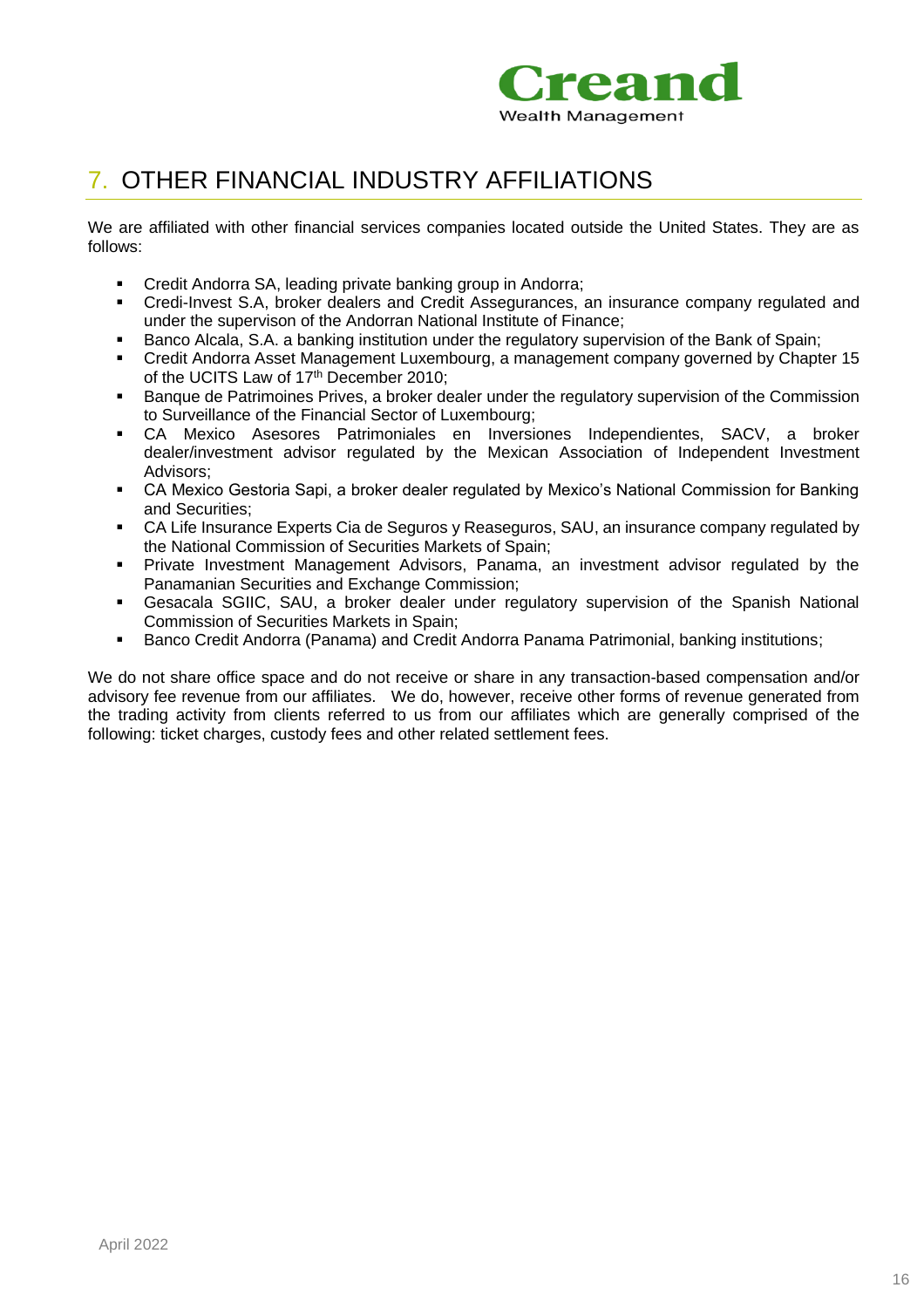## 7. OTHER FINANCIAL INDUSTRY AFFILIATIONS

We are affiliated with other financial services companies located outside the United States. They are as follows:

- Credit Andorra SA, leading private banking group in Andorra;
- Credi-Invest S.A, broker dealers and Credit Assegurances, an insurance company regulated and under the supervison of the Andorran National Institute of Finance;
- Banco Alcala, S.A. a banking institution under the regulatory supervision of the Bank of Spain;
- Credit Andorra Asset Management Luxembourg, a management company governed by Chapter 15 of the UCITS Law of 17th December 2010;
- Banque de Patrimoines Prives, a broker dealer under the regulatory supervision of the Commission to Surveillance of the Financial Sector of Luxembourg;
- CA Mexico Asesores Patrimoniales en Inversiones Independientes, SACV, a broker dealer/investment advisor regulated by the Mexican Association of Independent Investment Advisors;
- CA Mexico Gestoria Sapi, a broker dealer regulated by Mexico's National Commission for Banking and Securities;
- CA Life Insurance Experts Cia de Seguros y Reaseguros, SAU, an insurance company regulated by the National Commission of Securities Markets of Spain;
- Private Investment Management Advisors, Panama, an investment advisor regulated by the Panamanian Securities and Exchange Commission;
- Gesacala SGIIC, SAU, a broker dealer under regulatory supervision of the Spanish National Commission of Securities Markets in Spain;
- Banco Credit Andorra (Panama) and Credit Andorra Panama Patrimonial, banking institutions;

We do not share office space and do not receive or share in any transaction-based compensation and/or advisory fee revenue from our affiliates. We do, however, receive other forms of revenue generated from the trading activity from clients referred to us from our affiliates which are generally comprised of the following: ticket charges, custody fees and other related settlement fees.